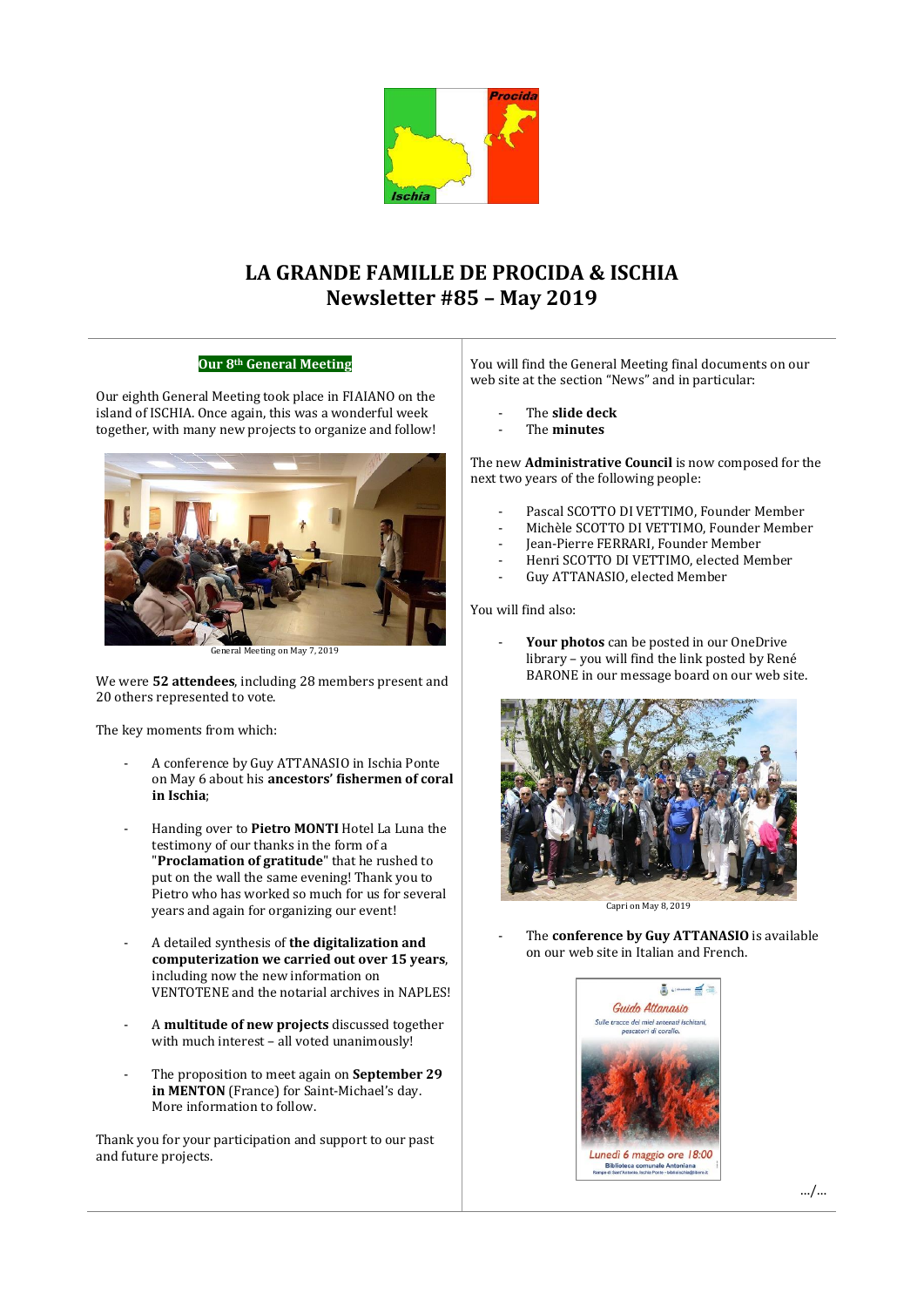# LA GRANDE FAMILLE DE PROCIDA & ISCHIA
## Newsletter #85 – May 2019

### Our 8th General Meeting

Our eighth General Meeting took place in FIAIANO on the island of ISCHIA. Once again, this was a wonderful week together, with many new projects to organize and follow!

General Meeting on May 7, 2019

We were **52 attendees**, including 28 members present and 20 others represented to vote.

The key moments from which:

- A conference by Guy ATTANASIO in Ischia Ponte on May 6 about his **ancestors' fishermen of coral in Ischia**;
- Handing over to **Pietro MONTI** Hotel La Luna the testimony of our thanks in the form of a "**Proclamation of gratitude**" that he rushed to put on the wall the same evening! Thank you to Pietro who has worked so much for us for several years and again for organizing our event!
- A detailed synthesis of **the digitalization and computerization we carried out over 15 years**, including now the new information on VENTOTENE and the notarial archives in NAPLES!
- A **multitude of new projects** discussed together with much interest – all voted unanimously!
- The proposition to meet again on **September 29 in MENTON** (France) for Saint-Michael's day. More information to follow.

Thank you for your participation and support to our past and future projects.

You will find the General Meeting final documents on our web site at the section "News" and in particular:

- The **slide deck**
- The **minutes**

The new **Administrative Council** is now composed for the next two years of the following people:

- Pascal SCOTTO DI VETTIMO, Founder Member
- Michèle SCOTTO DI VETTIMO, Founder Member
- Jean-Pierre FERRARI, Founder Member
- Henri SCOTTO DI VETTIMO, elected Member
- Guy ATTANASIO, elected Member

You will find also:

- **Your photos** can be posted in our OneDrive library – you will find the link posted by René BARONE in our message board on our web site.

Capri on May 8, 2019

- The **conference by Guy ATTANASIO** is available on our web site in Italian and French.

…/…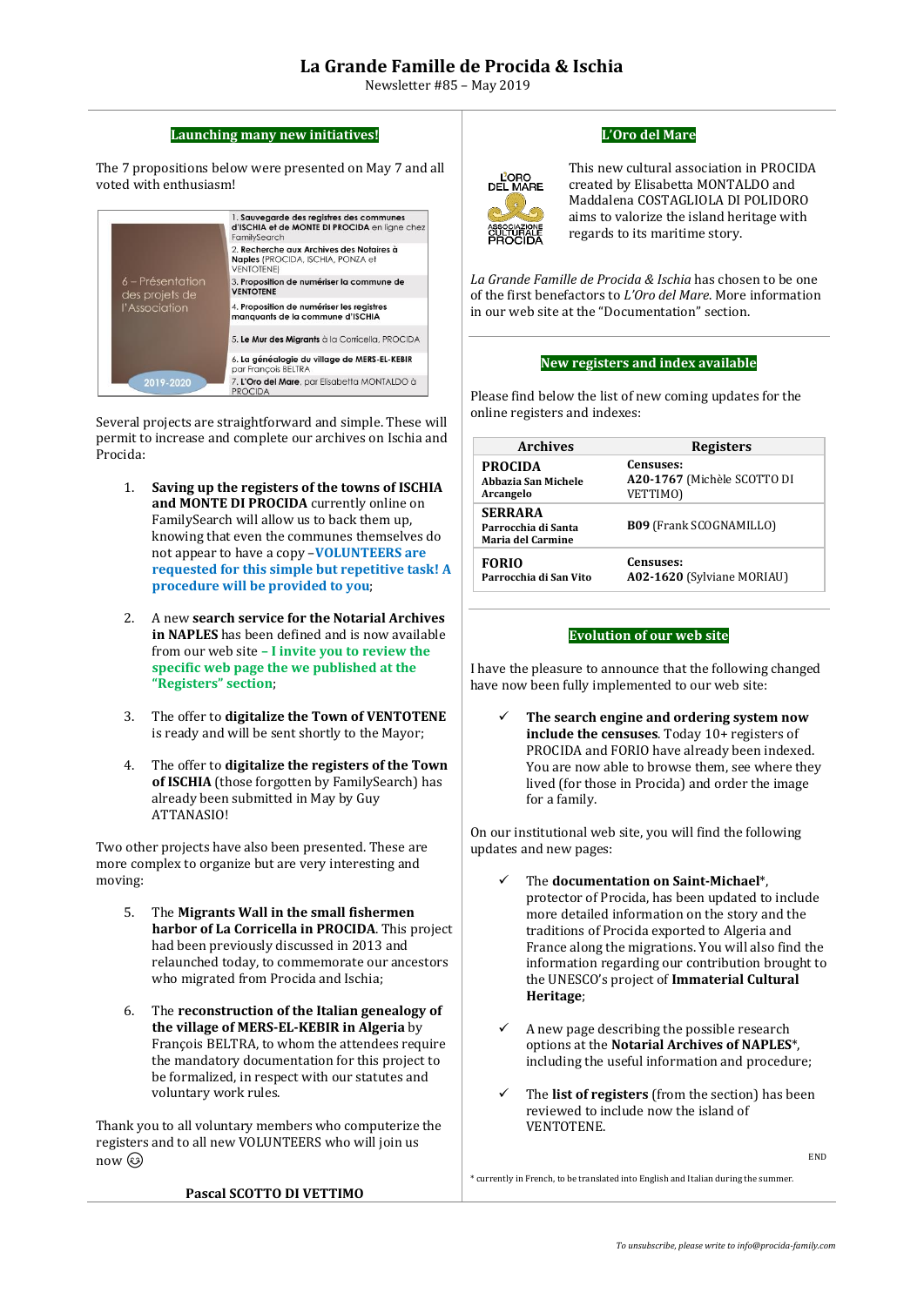# La Grande Famille de Procida & Ischia

Newsletter #85 – May 2019

## Launching many new initiatives!

The 7 propositions below were presented on May 7 and all voted with enthusiasm!

6 – Présentation des projets de l'Association

2019-2020

1. **Sauvegarde des registres des communes d'ISCHIA et de MONTE DI PROCIDA** en ligne chez FamilySearch
2. **Recherche aux Archives des Notaires à Naples** (PROCIDA, ISCHIA, PONZA et VENTOTENE)
3. **Proposition de numériser la commune de VENTOTENE**
4. **Proposition de numériser les registres manquants de la commune d'ISCHIA**
5. **Le Mur des Migrants** à la Corricella, PROCIDA
6. **La généalogie du village de MERS-EL-KEBIR** par François BELTRA
7. **L'Oro del Mare**, par Elisabetta MONTALDO à PROCIDA

Several projects are straightforward and simple. These will permit to increase and complete our archives on Ischia and Procida:

1. **Saving up the registers of the towns of ISCHIA and MONTE DI PROCIDA** currently online on FamilySearch will allow us to back them up, knowing that even the communes themselves do not appear to have a copy –**VOLUNTEERS are requested for this simple but repetitive task! A procedure will be provided to you**;

2. A new **search service for the Notarial Archives in NAPLES** has been defined and is now available from our web site **– I invite you to review the specific web page the we published at the "Registers" section**;

3. The offer to **digitalize the Town of VENTOTENE** is ready and will be sent shortly to the Mayor;

4. The offer to **digitalize the registers of the Town of ISCHIA** (those forgotten by FamilySearch) has already been submitted in May by Guy ATTANASIO!

Two other projects have also been presented. These are more complex to organize but are very interesting and moving:

5. The **Migrants Wall in the small fishermen harbor of La Corricella in PROCIDA**. This project had been previously discussed in 2013 and relaunched today, to commemorate our ancestors who migrated from Procida and Ischia;

6. The **reconstruction of the Italian genealogy of the village of MERS-EL-KEBIR in Algeria** by François BELTRA, to whom the attendees require the mandatory documentation for this project to be formalized, in respect with our statutes and voluntary work rules.

Thank you to all voluntary members who computerize the registers and to all new VOLUNTEERS who will join us now ☺

**Pascal SCOTTO DI VETTIMO**

## L'Oro del Mare

L'ORO DEL MARE – ASSOCIAZIONE CULTURALE PROCIDA

This new cultural association in PROCIDA created by Elisabetta MONTALDO and Maddalena COSTAGLIOLA DI POLIDORO aims to valorize the island heritage with regards to its maritime story.

*La Grande Famille de Procida & Ischia* has chosen to be one of the first benefactors to *L'Oro del Mare*. More information in our web site at the "Documentation" section.

## New registers and index available

Please find below the list of new coming updates for the online registers and indexes:

| Archives | Registers |
|---|---|
| **PROCIDA** **Abbazia San Michele Arcangelo** | **Censuses:** **A20-1767** (Michèle SCOTTO DI VETTIMO) |
| **SERRARA** **Parrocchia di Santa Maria del Carmine** | **B09** (Frank SCOGNAMILLO) |
| **FORIO** **Parrocchia di San Vito** | **Censuses:** **A02-1620** (Sylviane MORIAU) |

## Evolution of our web site

I have the pleasure to announce that the following changed have now been fully implemented to our web site:

- ✓ **The search engine and ordering system now include the censuses**. Today 10+ registers of PROCIDA and FORIO have already been indexed. You are now able to browse them, see where they lived (for those in Procida) and order the image for a family.

On our institutional web site, you will find the following updates and new pages:

- ✓ The **documentation on Saint-Michael***, protector of Procida, has been updated to include more detailed information on the story and the traditions of Procida exported to Algeria and France along the migrations. You will also find the information regarding our contribution brought to the UNESCO's project of **Immaterial Cultural Heritage**;

- ✓ A new page describing the possible research options at the **Notarial Archives of NAPLES***, including the useful information and procedure;

- ✓ The **list of registers** (from the section) has been reviewed to include now the island of VENTOTENE.

END

\* currently in French, to be translated into English and Italian during the summer.

*To unsubscribe, please write to info@procida-family.com*